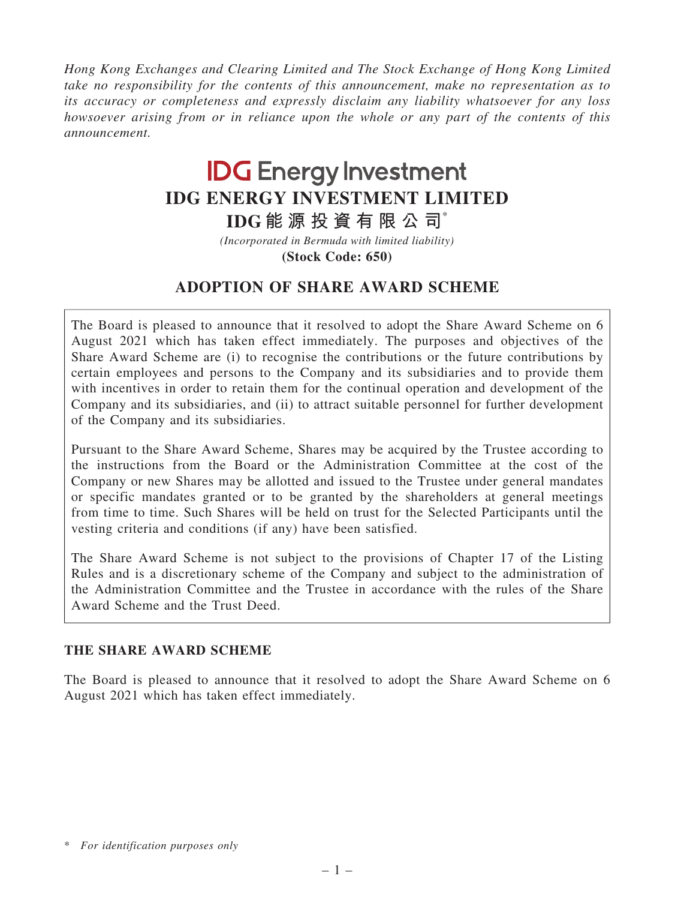*Hong Kong Exchanges and Clearing Limited and The Stock Exchange of Hong Kong Limited take no responsibility for the contents of this announcement, make no representation as to its accuracy or completeness and expressly disclaim any liability whatsoever for any loss howsoever arising from or in reliance upon the whole or any part of the contents of this announcement.*

IDG Energy Investment

# IDG ENERGY INVESTMENT LIMITED

# IDG能源投資有限公司*

*(Incorporated in Bermuda with limited liability)*

**(Stock Code: 650)**

## ADOPTION OF SHARE AWARD SCHEME

The Board is pleased to announce that it resolved to adopt the Share Award Scheme on 6 August 2021 which has taken effect immediately. The purposes and objectives of the Share Award Scheme are (i) to recognise the contributions or the future contributions by certain employees and persons to the Company and its subsidiaries and to provide them with incentives in order to retain them for the continual operation and development of the Company and its subsidiaries, and (ii) to attract suitable personnel for further development of the Company and its subsidiaries.

Pursuant to the Share Award Scheme, Shares may be acquired by the Trustee according to the instructions from the Board or the Administration Committee at the cost of the Company or new Shares may be allotted and issued to the Trustee under general mandates or specific mandates granted or to be granted by the shareholders at general meetings from time to time. Such Shares will be held on trust for the Selected Participants until the vesting criteria and conditions (if any) have been satisfied.

The Share Award Scheme is not subject to the provisions of Chapter 17 of the Listing Rules and is a discretionary scheme of the Company and subject to the administration of the Administration Committee and the Trustee in accordance with the rules of the Share Award Scheme and the Trust Deed.

### THE SHARE AWARD SCHEME

The Board is pleased to announce that it resolved to adopt the Share Award Scheme on 6 August 2021 which has taken effect immediately.

\* *For identification purposes only*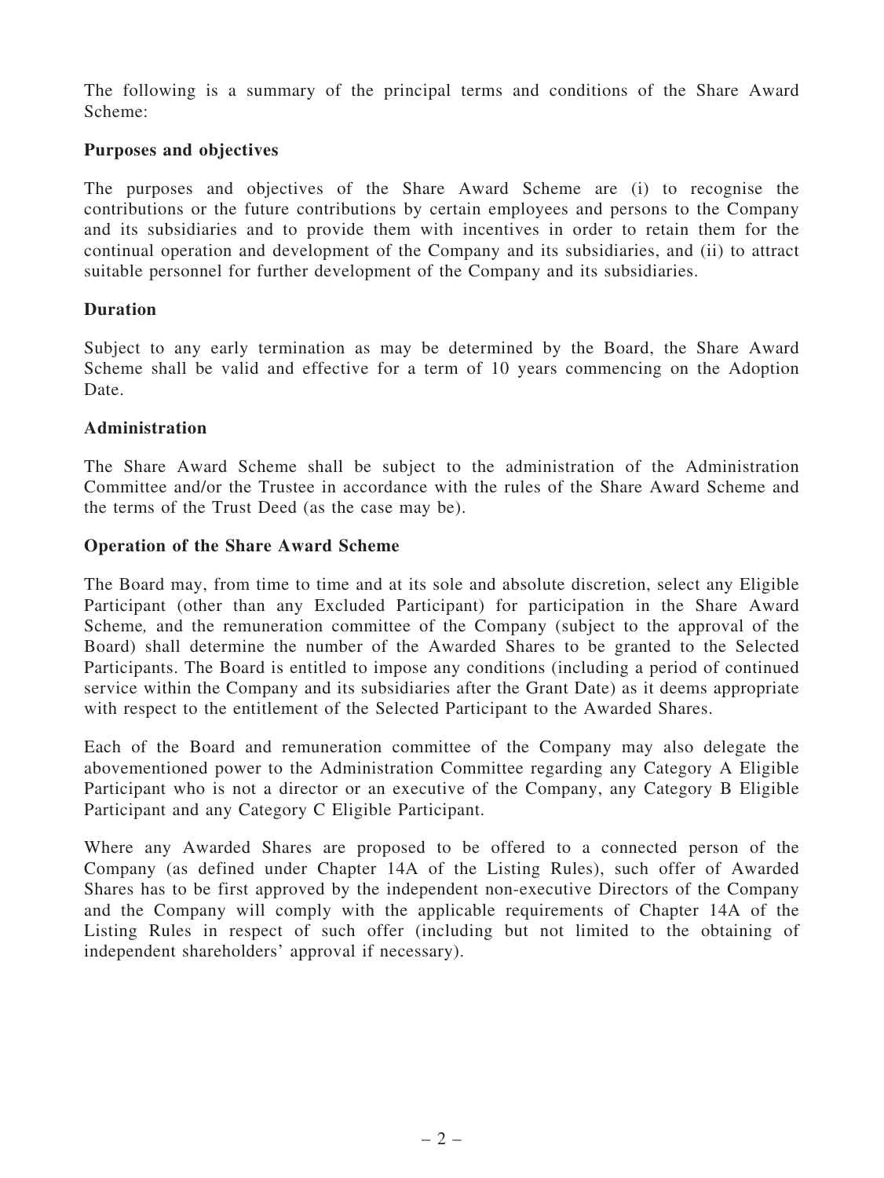The following is a summary of the principal terms and conditions of the Share Award Scheme:

**Purposes and objectives**

The purposes and objectives of the Share Award Scheme are (i) to recognise the contributions or the future contributions by certain employees and persons to the Company and its subsidiaries and to provide them with incentives in order to retain them for the continual operation and development of the Company and its subsidiaries, and (ii) to attract suitable personnel for further development of the Company and its subsidiaries.

**Duration**

Subject to any early termination as may be determined by the Board, the Share Award Scheme shall be valid and effective for a term of 10 years commencing on the Adoption Date.

**Administration**

The Share Award Scheme shall be subject to the administration of the Administration Committee and/or the Trustee in accordance with the rules of the Share Award Scheme and the terms of the Trust Deed (as the case may be).

**Operation of the Share Award Scheme**

The Board may, from time to time and at its sole and absolute discretion, select any Eligible Participant (other than any Excluded Participant) for participation in the Share Award Scheme, and the remuneration committee of the Company (subject to the approval of the Board) shall determine the number of the Awarded Shares to be granted to the Selected Participants. The Board is entitled to impose any conditions (including a period of continued service within the Company and its subsidiaries after the Grant Date) as it deems appropriate with respect to the entitlement of the Selected Participant to the Awarded Shares.

Each of the Board and remuneration committee of the Company may also delegate the abovementioned power to the Administration Committee regarding any Category A Eligible Participant who is not a director or an executive of the Company, any Category B Eligible Participant and any Category C Eligible Participant.

Where any Awarded Shares are proposed to be offered to a connected person of the Company (as defined under Chapter 14A of the Listing Rules), such offer of Awarded Shares has to be first approved by the independent non-executive Directors of the Company and the Company will comply with the applicable requirements of Chapter 14A of the Listing Rules in respect of such offer (including but not limited to the obtaining of independent shareholders' approval if necessary).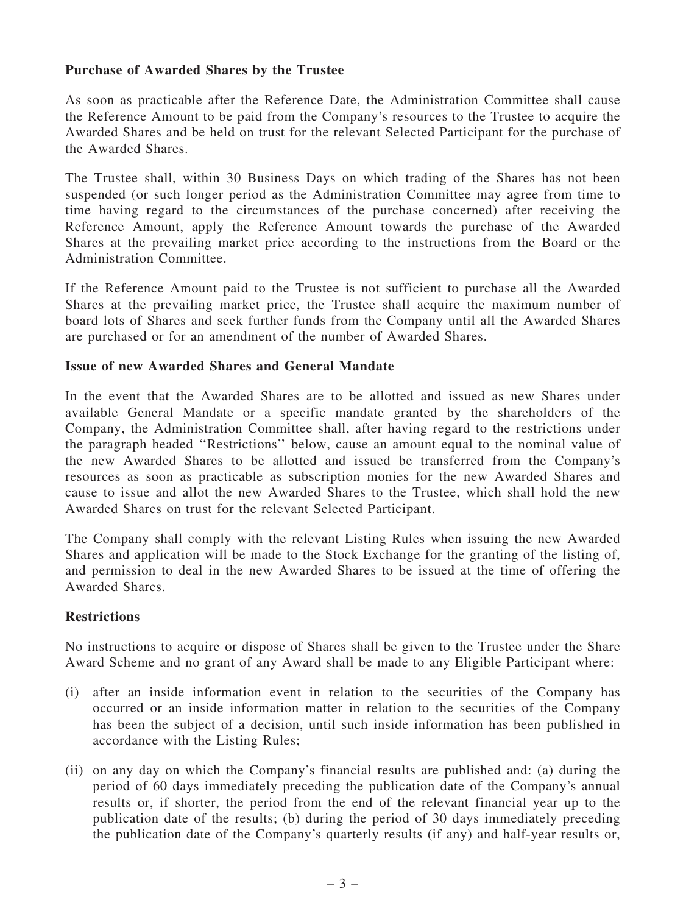**Purchase of Awarded Shares by the Trustee**

As soon as practicable after the Reference Date, the Administration Committee shall cause the Reference Amount to be paid from the Company's resources to the Trustee to acquire the Awarded Shares and be held on trust for the relevant Selected Participant for the purchase of the Awarded Shares.

The Trustee shall, within 30 Business Days on which trading of the Shares has not been suspended (or such longer period as the Administration Committee may agree from time to time having regard to the circumstances of the purchase concerned) after receiving the Reference Amount, apply the Reference Amount towards the purchase of the Awarded Shares at the prevailing market price according to the instructions from the Board or the Administration Committee.

If the Reference Amount paid to the Trustee is not sufficient to purchase all the Awarded Shares at the prevailing market price, the Trustee shall acquire the maximum number of board lots of Shares and seek further funds from the Company until all the Awarded Shares are purchased or for an amendment of the number of Awarded Shares.

**Issue of new Awarded Shares and General Mandate**

In the event that the Awarded Shares are to be allotted and issued as new Shares under available General Mandate or a specific mandate granted by the shareholders of the Company, the Administration Committee shall, after having regard to the restrictions under the paragraph headed ''Restrictions'' below, cause an amount equal to the nominal value of the new Awarded Shares to be allotted and issued be transferred from the Company's resources as soon as practicable as subscription monies for the new Awarded Shares and cause to issue and allot the new Awarded Shares to the Trustee, which shall hold the new Awarded Shares on trust for the relevant Selected Participant.

The Company shall comply with the relevant Listing Rules when issuing the new Awarded Shares and application will be made to the Stock Exchange for the granting of the listing of, and permission to deal in the new Awarded Shares to be issued at the time of offering the Awarded Shares.

**Restrictions**

No instructions to acquire or dispose of Shares shall be given to the Trustee under the Share Award Scheme and no grant of any Award shall be made to any Eligible Participant where:

(i) after an inside information event in relation to the securities of the Company has occurred or an inside information matter in relation to the securities of the Company has been the subject of a decision, until such inside information has been published in accordance with the Listing Rules;

(ii) on any day on which the Company's financial results are published and: (a) during the period of 60 days immediately preceding the publication date of the Company's annual results or, if shorter, the period from the end of the relevant financial year up to the publication date of the results; (b) during the period of 30 days immediately preceding the publication date of the Company's quarterly results (if any) and half-year results or,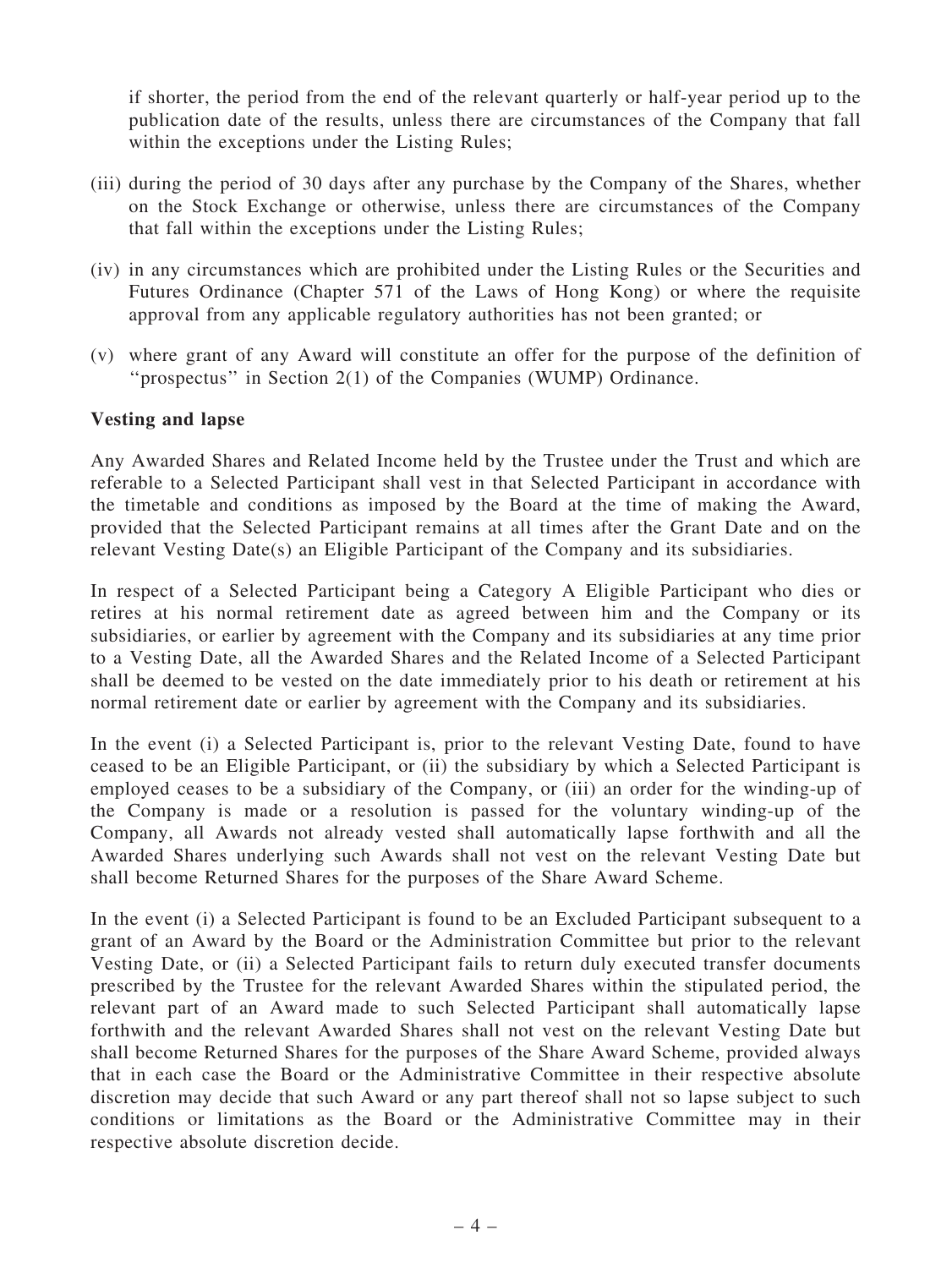if shorter, the period from the end of the relevant quarterly or half-year period up to the publication date of the results, unless there are circumstances of the Company that fall within the exceptions under the Listing Rules;

(iii) during the period of 30 days after any purchase by the Company of the Shares, whether on the Stock Exchange or otherwise, unless there are circumstances of the Company that fall within the exceptions under the Listing Rules;

(iv) in any circumstances which are prohibited under the Listing Rules or the Securities and Futures Ordinance (Chapter 571 of the Laws of Hong Kong) or where the requisite approval from any applicable regulatory authorities has not been granted; or

(v) where grant of any Award will constitute an offer for the purpose of the definition of "prospectus" in Section 2(1) of the Companies (WUMP) Ordinance.

**Vesting and lapse**

Any Awarded Shares and Related Income held by the Trustee under the Trust and which are referable to a Selected Participant shall vest in that Selected Participant in accordance with the timetable and conditions as imposed by the Board at the time of making the Award, provided that the Selected Participant remains at all times after the Grant Date and on the relevant Vesting Date(s) an Eligible Participant of the Company and its subsidiaries.

In respect of a Selected Participant being a Category A Eligible Participant who dies or retires at his normal retirement date as agreed between him and the Company or its subsidiaries, or earlier by agreement with the Company and its subsidiaries at any time prior to a Vesting Date, all the Awarded Shares and the Related Income of a Selected Participant shall be deemed to be vested on the date immediately prior to his death or retirement at his normal retirement date or earlier by agreement with the Company and its subsidiaries.

In the event (i) a Selected Participant is, prior to the relevant Vesting Date, found to have ceased to be an Eligible Participant, or (ii) the subsidiary by which a Selected Participant is employed ceases to be a subsidiary of the Company, or (iii) an order for the winding-up of the Company is made or a resolution is passed for the voluntary winding-up of the Company, all Awards not already vested shall automatically lapse forthwith and all the Awarded Shares underlying such Awards shall not vest on the relevant Vesting Date but shall become Returned Shares for the purposes of the Share Award Scheme.

In the event (i) a Selected Participant is found to be an Excluded Participant subsequent to a grant of an Award by the Board or the Administration Committee but prior to the relevant Vesting Date, or (ii) a Selected Participant fails to return duly executed transfer documents prescribed by the Trustee for the relevant Awarded Shares within the stipulated period, the relevant part of an Award made to such Selected Participant shall automatically lapse forthwith and the relevant Awarded Shares shall not vest on the relevant Vesting Date but shall become Returned Shares for the purposes of the Share Award Scheme, provided always that in each case the Board or the Administrative Committee in their respective absolute discretion may decide that such Award or any part thereof shall not so lapse subject to such conditions or limitations as the Board or the Administrative Committee may in their respective absolute discretion decide.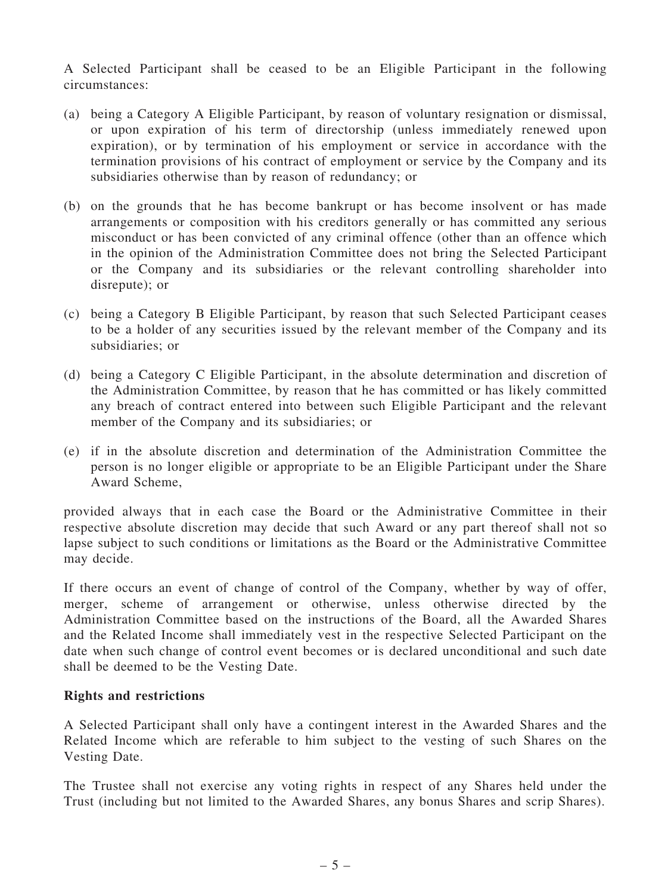A Selected Participant shall be ceased to be an Eligible Participant in the following circumstances:

(a) being a Category A Eligible Participant, by reason of voluntary resignation or dismissal, or upon expiration of his term of directorship (unless immediately renewed upon expiration), or by termination of his employment or service in accordance with the termination provisions of his contract of employment or service by the Company and its subsidiaries otherwise than by reason of redundancy; or

(b) on the grounds that he has become bankrupt or has become insolvent or has made arrangements or composition with his creditors generally or has committed any serious misconduct or has been convicted of any criminal offence (other than an offence which in the opinion of the Administration Committee does not bring the Selected Participant or the Company and its subsidiaries or the relevant controlling shareholder into disrepute); or

(c) being a Category B Eligible Participant, by reason that such Selected Participant ceases to be a holder of any securities issued by the relevant member of the Company and its subsidiaries; or

(d) being a Category C Eligible Participant, in the absolute determination and discretion of the Administration Committee, by reason that he has committed or has likely committed any breach of contract entered into between such Eligible Participant and the relevant member of the Company and its subsidiaries; or

(e) if in the absolute discretion and determination of the Administration Committee the person is no longer eligible or appropriate to be an Eligible Participant under the Share Award Scheme,

provided always that in each case the Board or the Administrative Committee in their respective absolute discretion may decide that such Award or any part thereof shall not so lapse subject to such conditions or limitations as the Board or the Administrative Committee may decide.

If there occurs an event of change of control of the Company, whether by way of offer, merger, scheme of arrangement or otherwise, unless otherwise directed by the Administration Committee based on the instructions of the Board, all the Awarded Shares and the Related Income shall immediately vest in the respective Selected Participant on the date when such change of control event becomes or is declared unconditional and such date shall be deemed to be the Vesting Date.

**Rights and restrictions**

A Selected Participant shall only have a contingent interest in the Awarded Shares and the Related Income which are referable to him subject to the vesting of such Shares on the Vesting Date.

The Trustee shall not exercise any voting rights in respect of any Shares held under the Trust (including but not limited to the Awarded Shares, any bonus Shares and scrip Shares).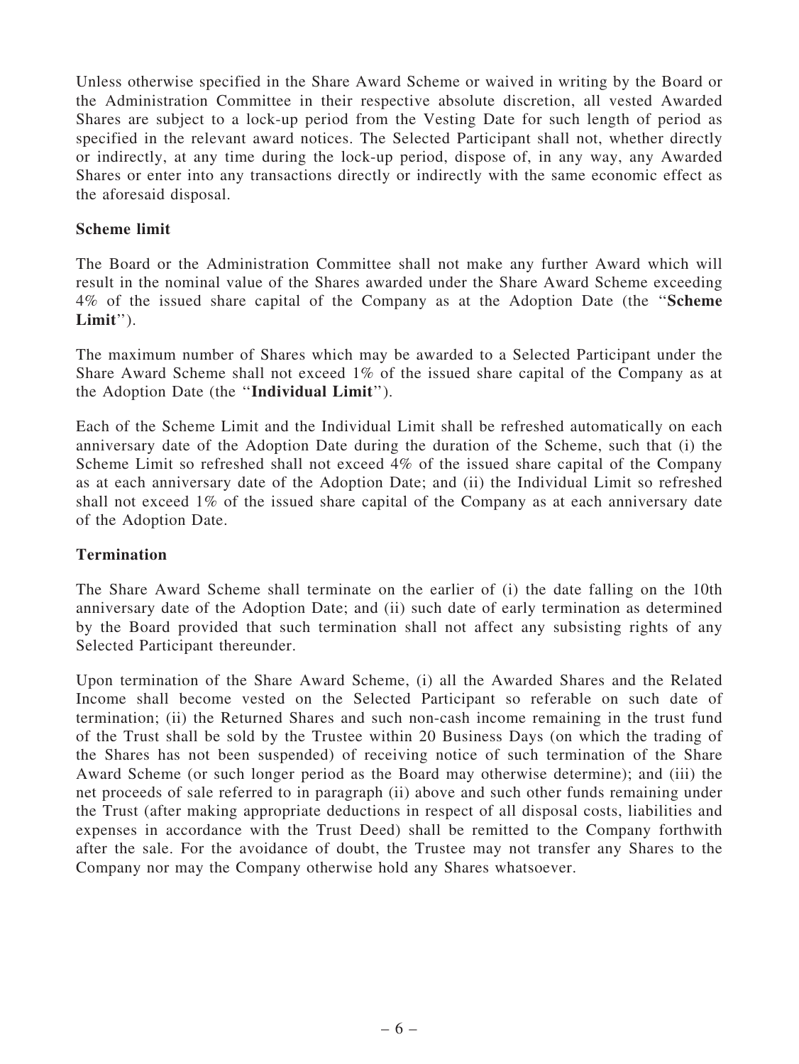Unless otherwise specified in the Share Award Scheme or waived in writing by the Board or the Administration Committee in their respective absolute discretion, all vested Awarded Shares are subject to a lock-up period from the Vesting Date for such length of period as specified in the relevant award notices. The Selected Participant shall not, whether directly or indirectly, at any time during the lock-up period, dispose of, in any way, any Awarded Shares or enter into any transactions directly or indirectly with the same economic effect as the aforesaid disposal.

**Scheme limit**

The Board or the Administration Committee shall not make any further Award which will result in the nominal value of the Shares awarded under the Share Award Scheme exceeding 4% of the issued share capital of the Company as at the Adoption Date (the "**Scheme Limit**").

The maximum number of Shares which may be awarded to a Selected Participant under the Share Award Scheme shall not exceed 1% of the issued share capital of the Company as at the Adoption Date (the "**Individual Limit**").

Each of the Scheme Limit and the Individual Limit shall be refreshed automatically on each anniversary date of the Adoption Date during the duration of the Scheme, such that (i) the Scheme Limit so refreshed shall not exceed 4% of the issued share capital of the Company as at each anniversary date of the Adoption Date; and (ii) the Individual Limit so refreshed shall not exceed 1% of the issued share capital of the Company as at each anniversary date of the Adoption Date.

**Termination**

The Share Award Scheme shall terminate on the earlier of (i) the date falling on the 10th anniversary date of the Adoption Date; and (ii) such date of early termination as determined by the Board provided that such termination shall not affect any subsisting rights of any Selected Participant thereunder.

Upon termination of the Share Award Scheme, (i) all the Awarded Shares and the Related Income shall become vested on the Selected Participant so referable on such date of termination; (ii) the Returned Shares and such non-cash income remaining in the trust fund of the Trust shall be sold by the Trustee within 20 Business Days (on which the trading of the Shares has not been suspended) of receiving notice of such termination of the Share Award Scheme (or such longer period as the Board may otherwise determine); and (iii) the net proceeds of sale referred to in paragraph (ii) above and such other funds remaining under the Trust (after making appropriate deductions in respect of all disposal costs, liabilities and expenses in accordance with the Trust Deed) shall be remitted to the Company forthwith after the sale. For the avoidance of doubt, the Trustee may not transfer any Shares to the Company nor may the Company otherwise hold any Shares whatsoever.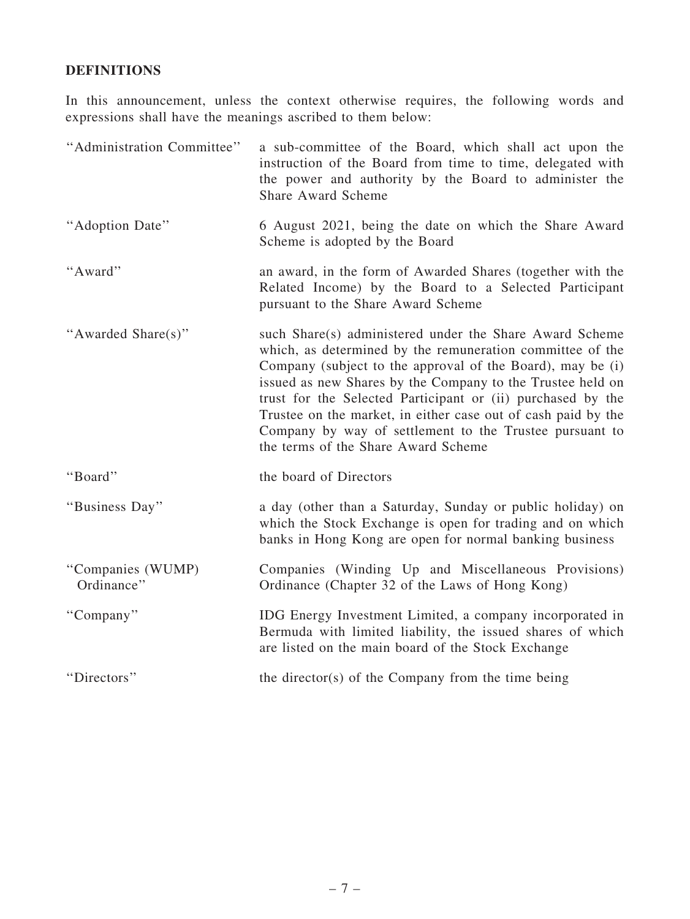## DEFINITIONS

In this announcement, unless the context otherwise requires, the following words and expressions shall have the meanings ascribed to them below:

| | |
|---|---|
| "Administration Committee" | a sub-committee of the Board, which shall act upon the instruction of the Board from time to time, delegated with the power and authority by the Board to administer the Share Award Scheme |
| "Adoption Date" | 6 August 2021, being the date on which the Share Award Scheme is adopted by the Board |
| "Award" | an award, in the form of Awarded Shares (together with the Related Income) by the Board to a Selected Participant pursuant to the Share Award Scheme |
| "Awarded Share(s)" | such Share(s) administered under the Share Award Scheme which, as determined by the remuneration committee of the Company (subject to the approval of the Board), may be (i) issued as new Shares by the Company to the Trustee held on trust for the Selected Participant or (ii) purchased by the Trustee on the market, in either case out of cash paid by the Company by way of settlement to the Trustee pursuant to the terms of the Share Award Scheme |
| "Board" | the board of Directors |
| "Business Day" | a day (other than a Saturday, Sunday or public holiday) on which the Stock Exchange is open for trading and on which banks in Hong Kong are open for normal banking business |
| "Companies (WUMP) Ordinance" | Companies (Winding Up and Miscellaneous Provisions) Ordinance (Chapter 32 of the Laws of Hong Kong) |
| "Company" | IDG Energy Investment Limited, a company incorporated in Bermuda with limited liability, the issued shares of which are listed on the main board of the Stock Exchange |
| "Directors" | the director(s) of the Company from the time being |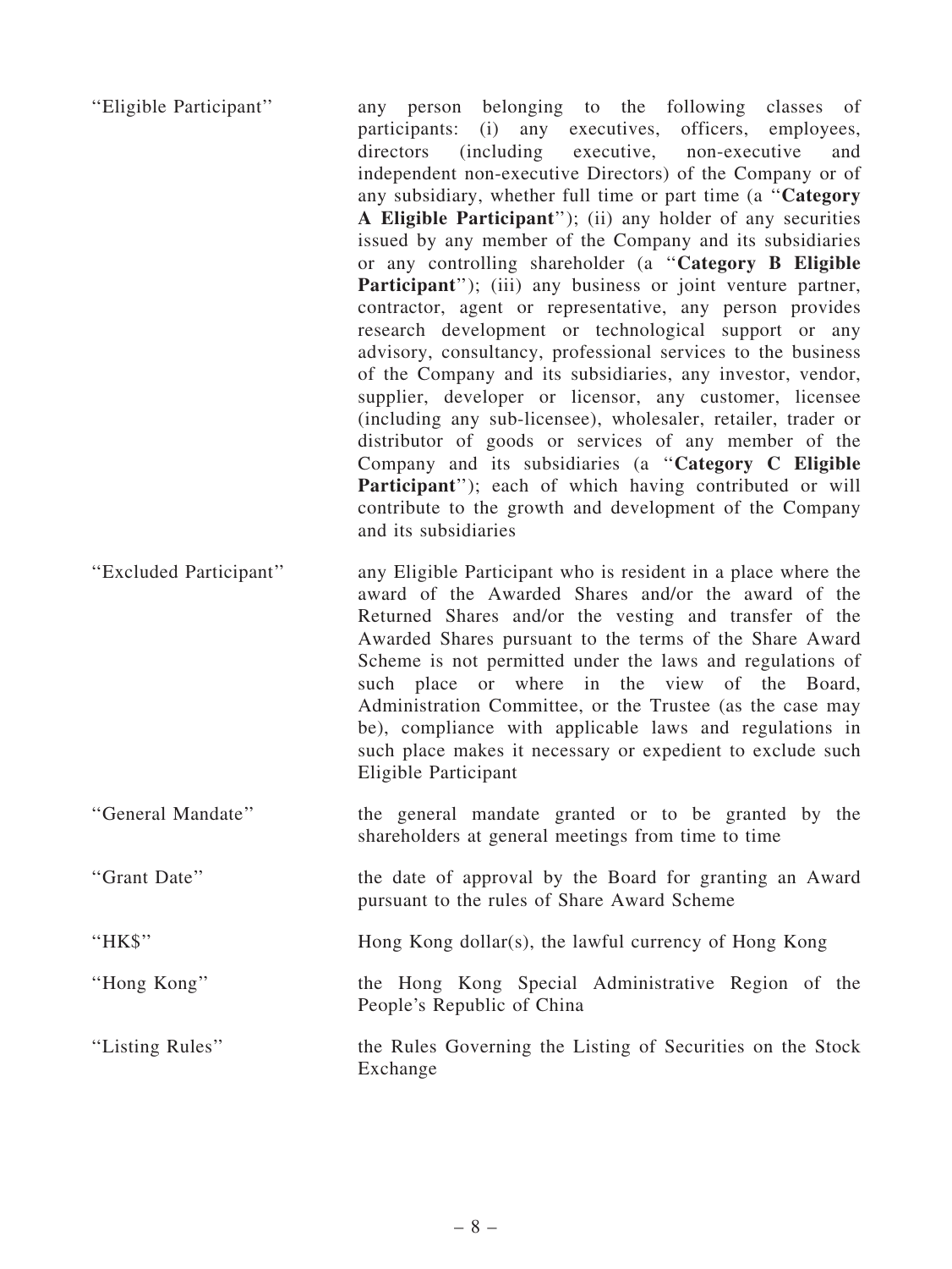| | |
|---|---|
| "Eligible Participant" | any person belonging to the following classes of participants: (i) any executives, officers, employees, directors (including executive, non-executive and independent non-executive Directors) of the Company or of any subsidiary, whether full time or part time (a "**Category A Eligible Participant**"); (ii) any holder of any securities issued by any member of the Company and its subsidiaries or any controlling shareholder (a "**Category B Eligible Participant**"); (iii) any business or joint venture partner, contractor, agent or representative, any person provides research development or technological support or any advisory, consultancy, professional services to the business of the Company and its subsidiaries, any investor, vendor, supplier, developer or licensor, any customer, licensee (including any sub-licensee), wholesaler, retailer, trader or distributor of goods or services of any member of the Company and its subsidiaries (a "**Category C Eligible Participant**"); each of which having contributed or will contribute to the growth and development of the Company and its subsidiaries |
| "Excluded Participant" | any Eligible Participant who is resident in a place where the award of the Awarded Shares and/or the award of the Returned Shares and/or the vesting and transfer of the Awarded Shares pursuant to the terms of the Share Award Scheme is not permitted under the laws and regulations of such place or where in the view of the Board, Administration Committee, or the Trustee (as the case may be), compliance with applicable laws and regulations in such place makes it necessary or expedient to exclude such Eligible Participant |
| "General Mandate" | the general mandate granted or to be granted by the shareholders at general meetings from time to time |
| "Grant Date" | the date of approval by the Board for granting an Award pursuant to the rules of Share Award Scheme |
| "HK$" | Hong Kong dollar(s), the lawful currency of Hong Kong |
| "Hong Kong" | the Hong Kong Special Administrative Region of the People's Republic of China |
| "Listing Rules" | the Rules Governing the Listing of Securities on the Stock Exchange |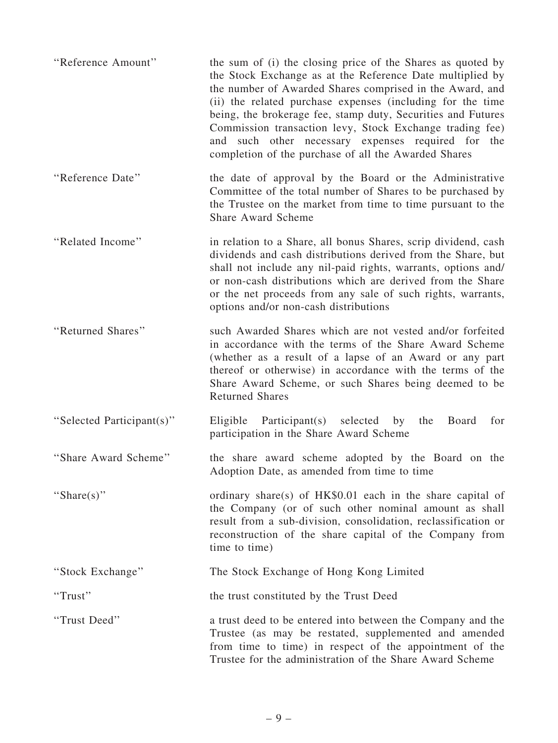| | |
|---|---|
| "Reference Amount" | the sum of (i) the closing price of the Shares as quoted by the Stock Exchange as at the Reference Date multiplied by the number of Awarded Shares comprised in the Award, and (ii) the related purchase expenses (including for the time being, the brokerage fee, stamp duty, Securities and Futures Commission transaction levy, Stock Exchange trading fee) and such other necessary expenses required for the completion of the purchase of all the Awarded Shares |
| "Reference Date" | the date of approval by the Board or the Administrative Committee of the total number of Shares to be purchased by the Trustee on the market from time to time pursuant to the Share Award Scheme |
| "Related Income" | in relation to a Share, all bonus Shares, scrip dividend, cash dividends and cash distributions derived from the Share, but shall not include any nil-paid rights, warrants, options and/or non-cash distributions which are derived from the Share or the net proceeds from any sale of such rights, warrants, options and/or non-cash distributions |
| "Returned Shares" | such Awarded Shares which are not vested and/or forfeited in accordance with the terms of the Share Award Scheme (whether as a result of a lapse of an Award or any part thereof or otherwise) in accordance with the terms of the Share Award Scheme, or such Shares being deemed to be Returned Shares |
| "Selected Participant(s)" | Eligible Participant(s) selected by the Board for participation in the Share Award Scheme |
| "Share Award Scheme" | the share award scheme adopted by the Board on the Adoption Date, as amended from time to time |
| "Share(s)" | ordinary share(s) of HK$0.01 each in the share capital of the Company (or of such other nominal amount as shall result from a sub-division, consolidation, reclassification or reconstruction of the share capital of the Company from time to time) |
| "Stock Exchange" | The Stock Exchange of Hong Kong Limited |
| "Trust" | the trust constituted by the Trust Deed |
| "Trust Deed" | a trust deed to be entered into between the Company and the Trustee (as may be restated, supplemented and amended from time to time) in respect of the appointment of the Trustee for the administration of the Share Award Scheme |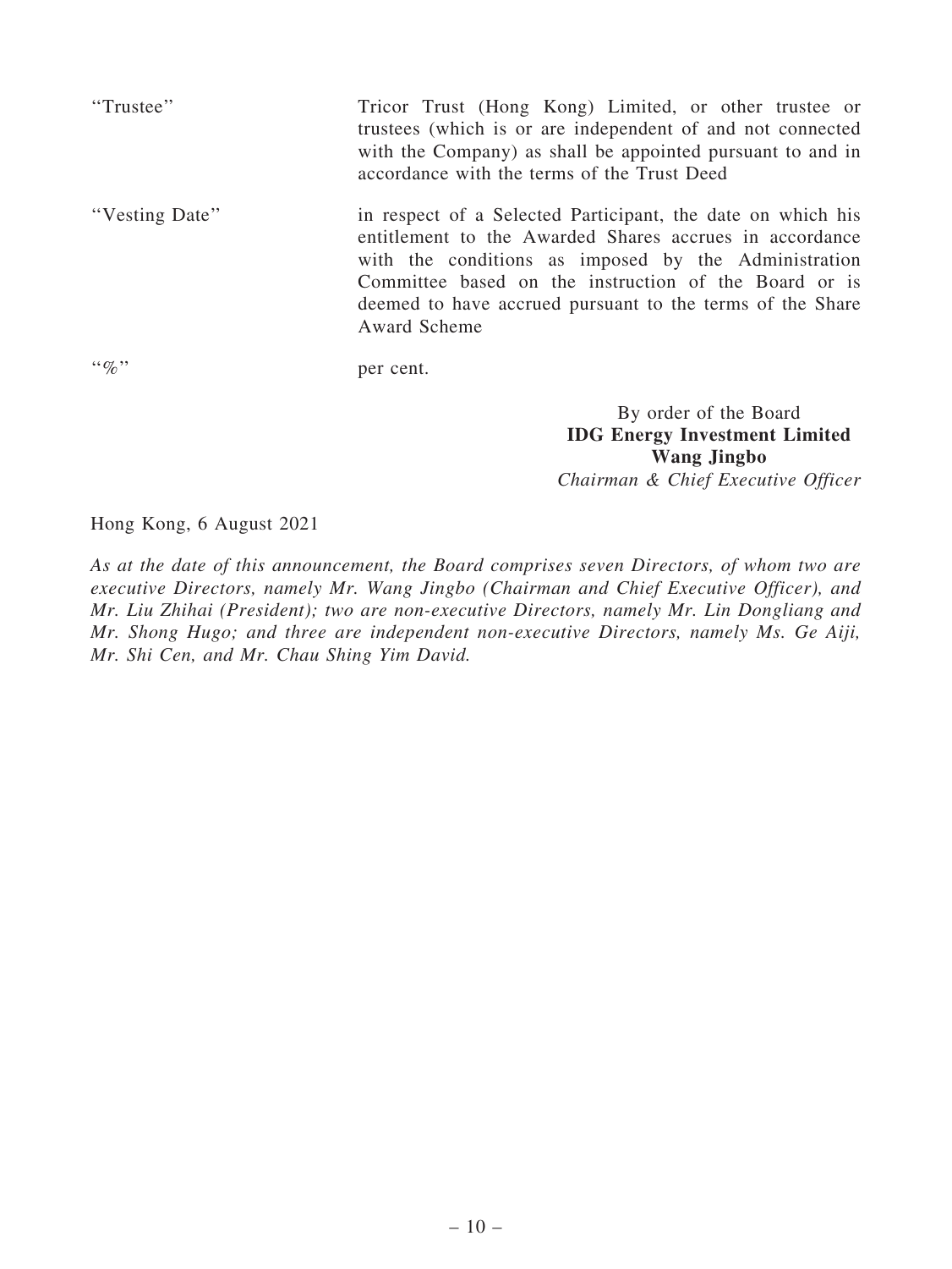| | |
|---|---|
| "Trustee" | Tricor Trust (Hong Kong) Limited, or other trustee or trustees (which is or are independent of and not connected with the Company) as shall be appointed pursuant to and in accordance with the terms of the Trust Deed |
| "Vesting Date" | in respect of a Selected Participant, the date on which his entitlement to the Awarded Shares accrues in accordance with the conditions as imposed by the Administration Committee based on the instruction of the Board or is deemed to have accrued pursuant to the terms of the Share Award Scheme |
| "%" | per cent. |

By order of the Board
**IDG Energy Investment Limited**
**Wang Jingbo**
*Chairman & Chief Executive Officer*

Hong Kong, 6 August 2021

*As at the date of this announcement, the Board comprises seven Directors, of whom two are executive Directors, namely Mr. Wang Jingbo (Chairman and Chief Executive Officer), and Mr. Liu Zhihai (President); two are non-executive Directors, namely Mr. Lin Dongliang and Mr. Shong Hugo; and three are independent non-executive Directors, namely Ms. Ge Aiji, Mr. Shi Cen, and Mr. Chau Shing Yim David.*